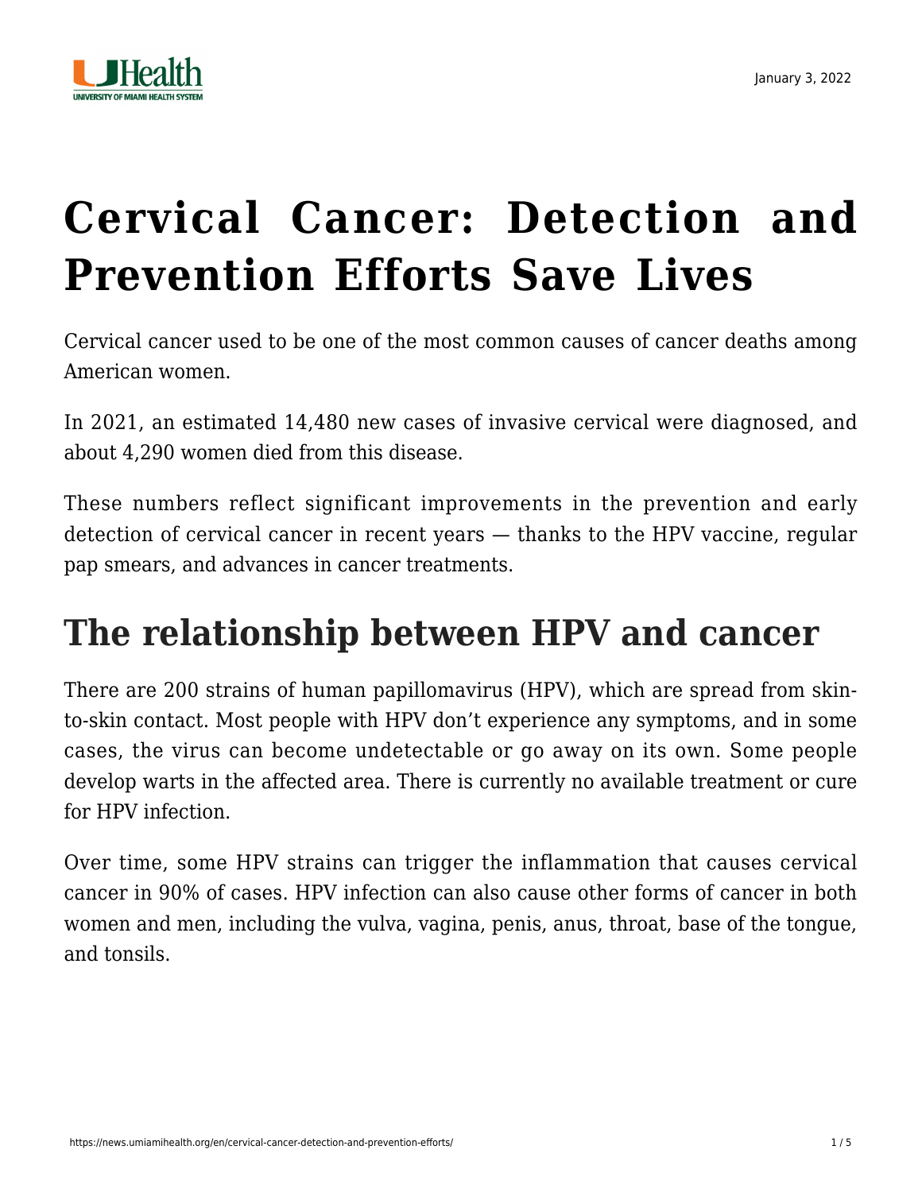# Cervical Cancer: Detection and Prevention Efforts Save Lives

Cervical cancer used to be one of the most common causes of cancer deaths among American women.

In 2021, an estimated 14,480 new cases of invasive cervical were diagnosed, and about 4,290 women died from this disease.

These numbers reflect significant improvements in the prevention and early detection of cervical cancer in recent years — thanks to the HPV vaccine, regular pap smears, and advances in cancer treatments.

## The relationship between HPV and cancer

There are 200 strains of human papillomavirus (HPV), which are spread from skin-to-skin contact. Most people with HPV don't experience any symptoms, and in some cases, the virus can become undetectable or go away on its own. Some people develop warts in the affected area. There is currently no available treatment or cure for HPV infection.

Over time, some HPV strains can trigger the inflammation that causes cervical cancer in 90% of cases. HPV infection can also cause other forms of cancer in both women and men, including the vulva, vagina, penis, anus, throat, base of the tongue, and tonsils.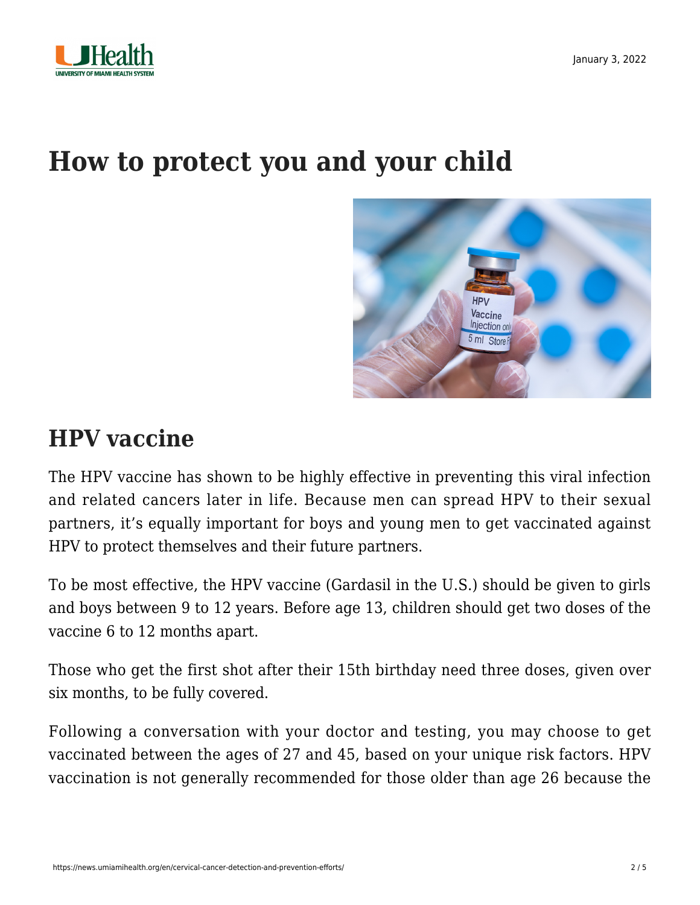# How to protect you and your child

## HPV vaccine

The HPV vaccine has shown to be highly effective in preventing this viral infection and related cancers later in life. Because men can spread HPV to their sexual partners, it's equally important for boys and young men to get vaccinated against HPV to protect themselves and their future partners.

To be most effective, the HPV vaccine (Gardasil in the U.S.) should be given to girls and boys between 9 to 12 years. Before age 13, children should get two doses of the vaccine 6 to 12 months apart.

Those who get the first shot after their 15th birthday need three doses, given over six months, to be fully covered.

Following a conversation with your doctor and testing, you may choose to get vaccinated between the ages of 27 and 45, based on your unique risk factors. HPV vaccination is not generally recommended for those older than age 26 because the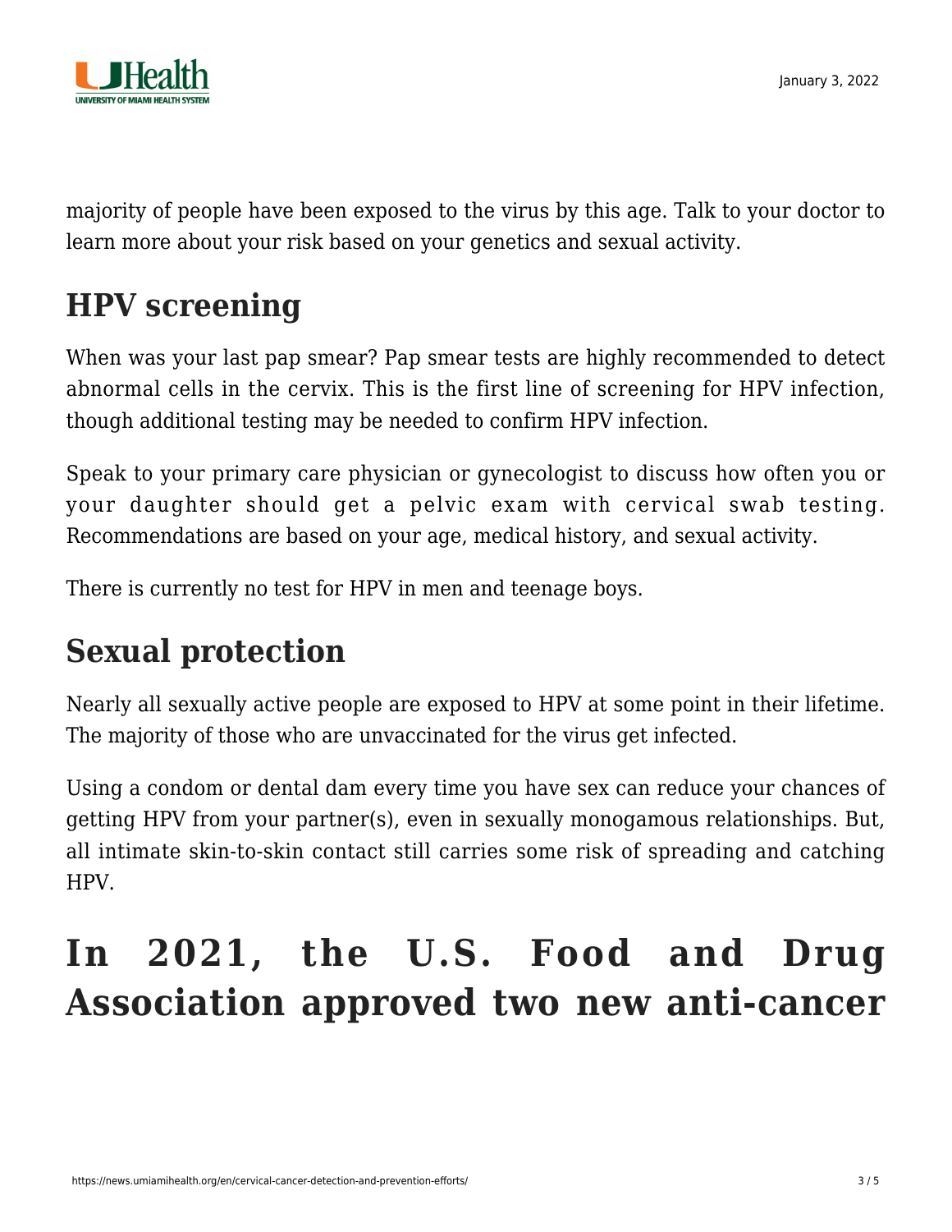majority of people have been exposed to the virus by this age. Talk to your doctor to learn more about your risk based on your genetics and sexual activity.

## HPV screening

When was your last pap smear? Pap smear tests are highly recommended to detect abnormal cells in the cervix. This is the first line of screening for HPV infection, though additional testing may be needed to confirm HPV infection.

Speak to your primary care physician or gynecologist to discuss how often you or your daughter should get a pelvic exam with cervical swab testing. Recommendations are based on your age, medical history, and sexual activity.

There is currently no test for HPV in men and teenage boys.

## Sexual protection

Nearly all sexually active people are exposed to HPV at some point in their lifetime. The majority of those who are unvaccinated for the virus get infected.

Using a condom or dental dam every time you have sex can reduce your chances of getting HPV from your partner(s), even in sexually monogamous relationships. But, all intimate skin-to-skin contact still carries some risk of spreading and catching HPV.

# In 2021, the U.S. Food and Drug Association approved two new anti-cancer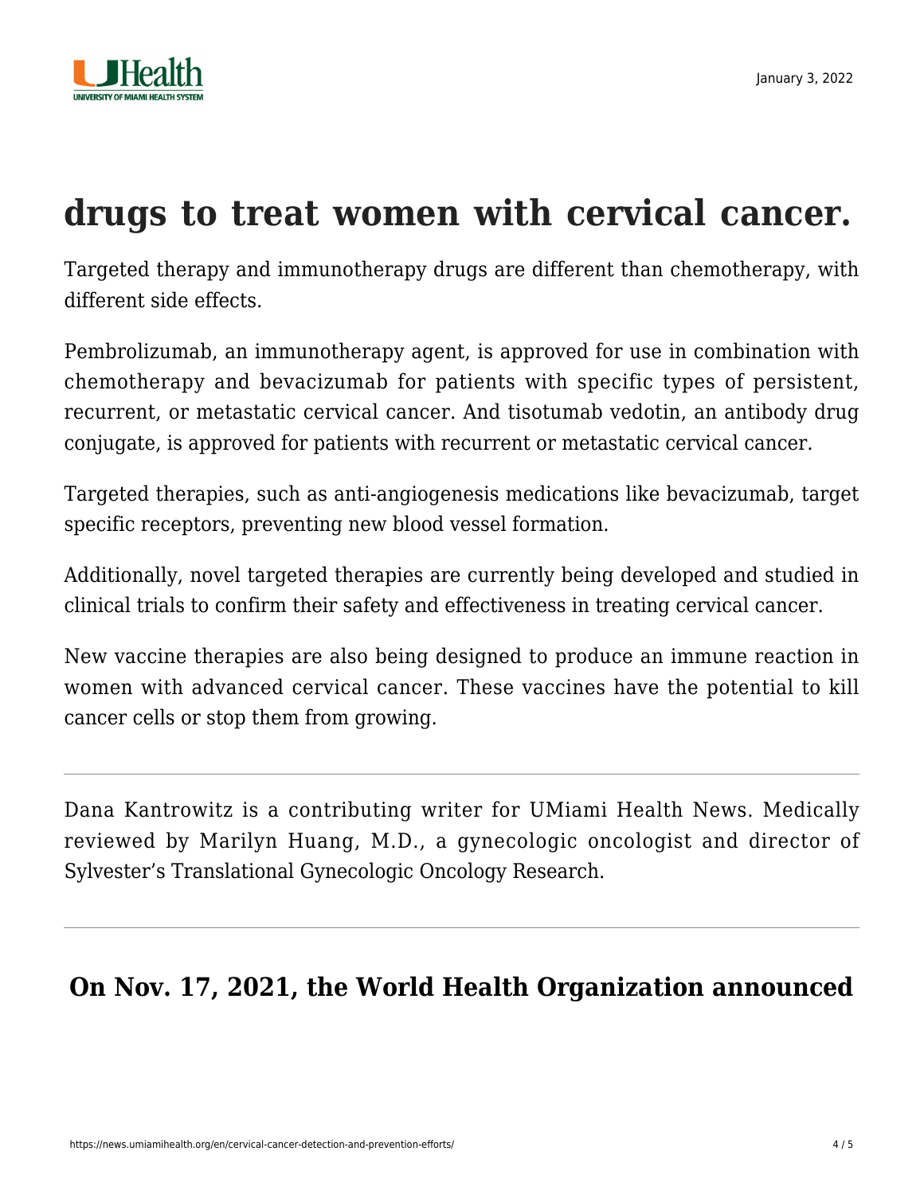## drugs to treat women with cervical cancer.

Targeted therapy and immunotherapy drugs are different than chemotherapy, with different side effects.

Pembrolizumab, an immunotherapy agent, is approved for use in combination with chemotherapy and bevacizumab for patients with specific types of persistent, recurrent, or metastatic cervical cancer. And tisotumab vedotin, an antibody drug conjugate, is approved for patients with recurrent or metastatic cervical cancer.

Targeted therapies, such as anti-angiogenesis medications like bevacizumab, target specific receptors, preventing new blood vessel formation.

Additionally, novel targeted therapies are currently being developed and studied in clinical trials to confirm their safety and effectiveness in treating cervical cancer.

New vaccine therapies are also being designed to produce an immune reaction in women with advanced cervical cancer. These vaccines have the potential to kill cancer cells or stop them from growing.

---

Dana Kantrowitz is a contributing writer for UMiami Health News. Medically reviewed by Marilyn Huang, M.D., a gynecologic oncologist and director of Sylvester's Translational Gynecologic Oncology Research.

---

**On Nov. 17, 2021, the World Health Organization announced**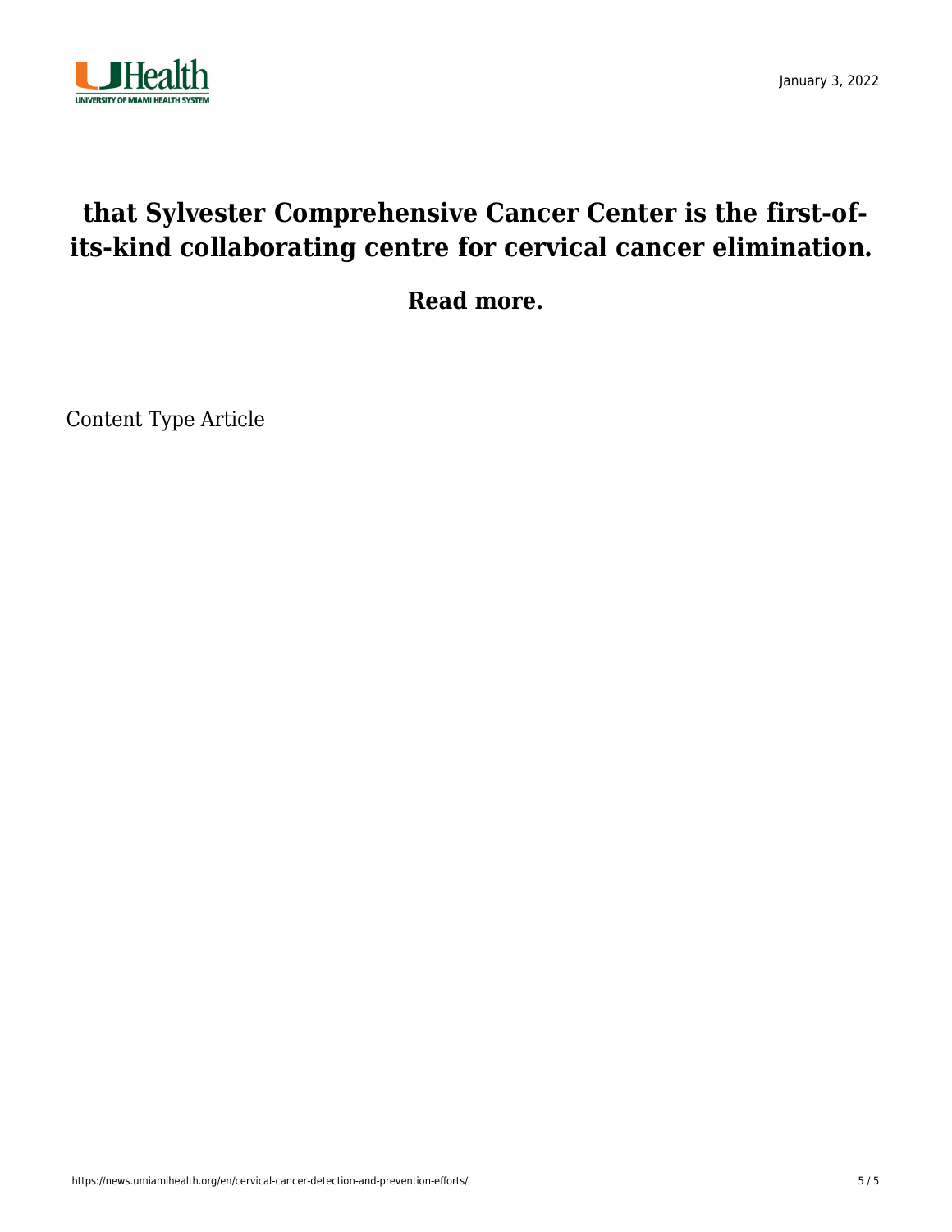**that Sylvester Comprehensive Cancer Center is the first-of-its-kind collaborating centre for cervical cancer elimination.**

**Read more.**

Content Type Article